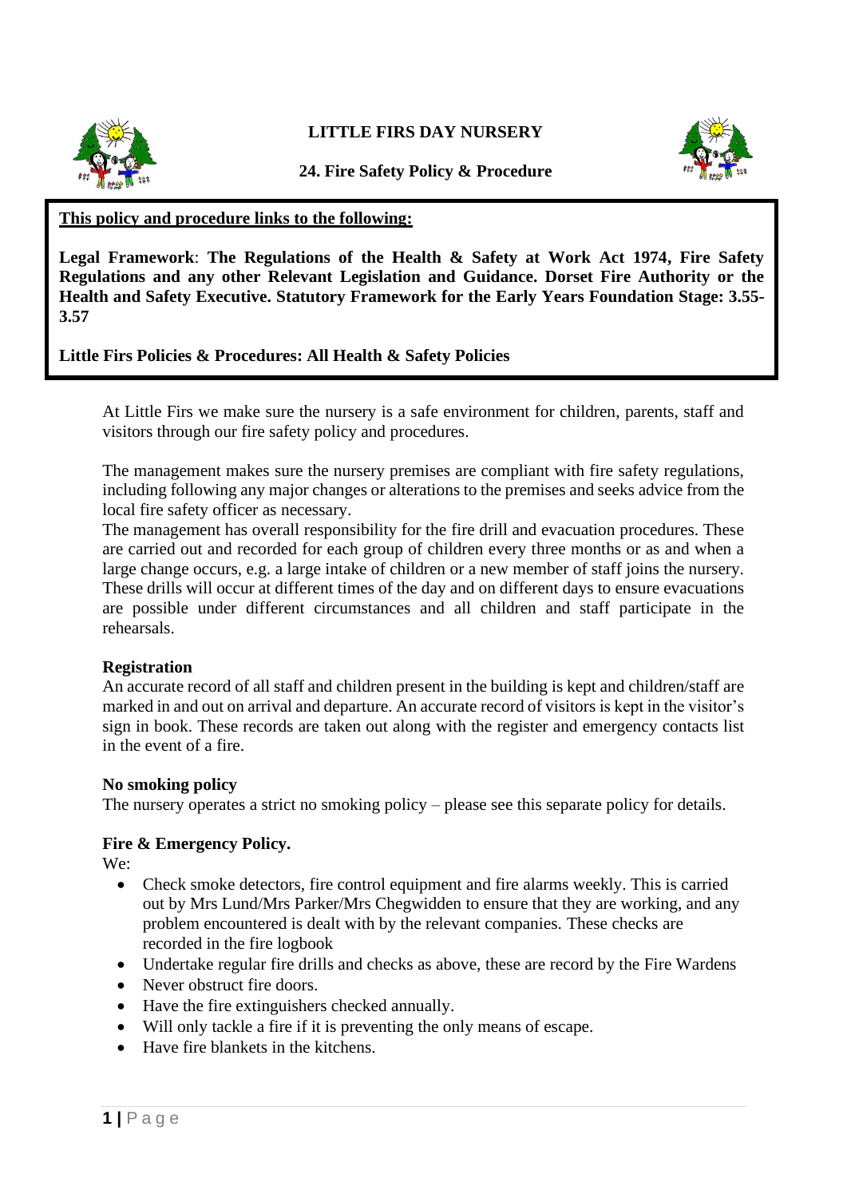# LITTLE FIRS DAY NURSERY

## 24. Fire Safety Policy & Procedure

**This policy and procedure links to the following:**

**Legal Framework**: **The Regulations of the Health & Safety at Work Act 1974, Fire Safety Regulations and any other Relevant Legislation and Guidance. Dorset Fire Authority or the Health and Safety Executive. Statutory Framework for the Early Years Foundation Stage: 3.55-3.57**

**Little Firs Policies & Procedures: All Health & Safety Policies**

At Little Firs we make sure the nursery is a safe environment for children, parents, staff and visitors through our fire safety policy and procedures.

The management makes sure the nursery premises are compliant with fire safety regulations, including following any major changes or alterations to the premises and seeks advice from the local fire safety officer as necessary.

The management has overall responsibility for the fire drill and evacuation procedures. These are carried out and recorded for each group of children every three months or as and when a large change occurs, e.g. a large intake of children or a new member of staff joins the nursery. These drills will occur at different times of the day and on different days to ensure evacuations are possible under different circumstances and all children and staff participate in the rehearsals.

**Registration**

An accurate record of all staff and children present in the building is kept and children/staff are marked in and out on arrival and departure. An accurate record of visitors is kept in the visitor's sign in book. These records are taken out along with the register and emergency contacts list in the event of a fire.

**No smoking policy**

The nursery operates a strict no smoking policy – please see this separate policy for details.

**Fire & Emergency Policy.**

We:

- Check smoke detectors, fire control equipment and fire alarms weekly. This is carried out by Mrs Lund/Mrs Parker/Mrs Chegwidden to ensure that they are working, and any problem encountered is dealt with by the relevant companies. These checks are recorded in the fire logbook
- Undertake regular fire drills and checks as above, these are record by the Fire Wardens
- Never obstruct fire doors.
- Have the fire extinguishers checked annually.
- Will only tackle a fire if it is preventing the only means of escape.
- Have fire blankets in the kitchens.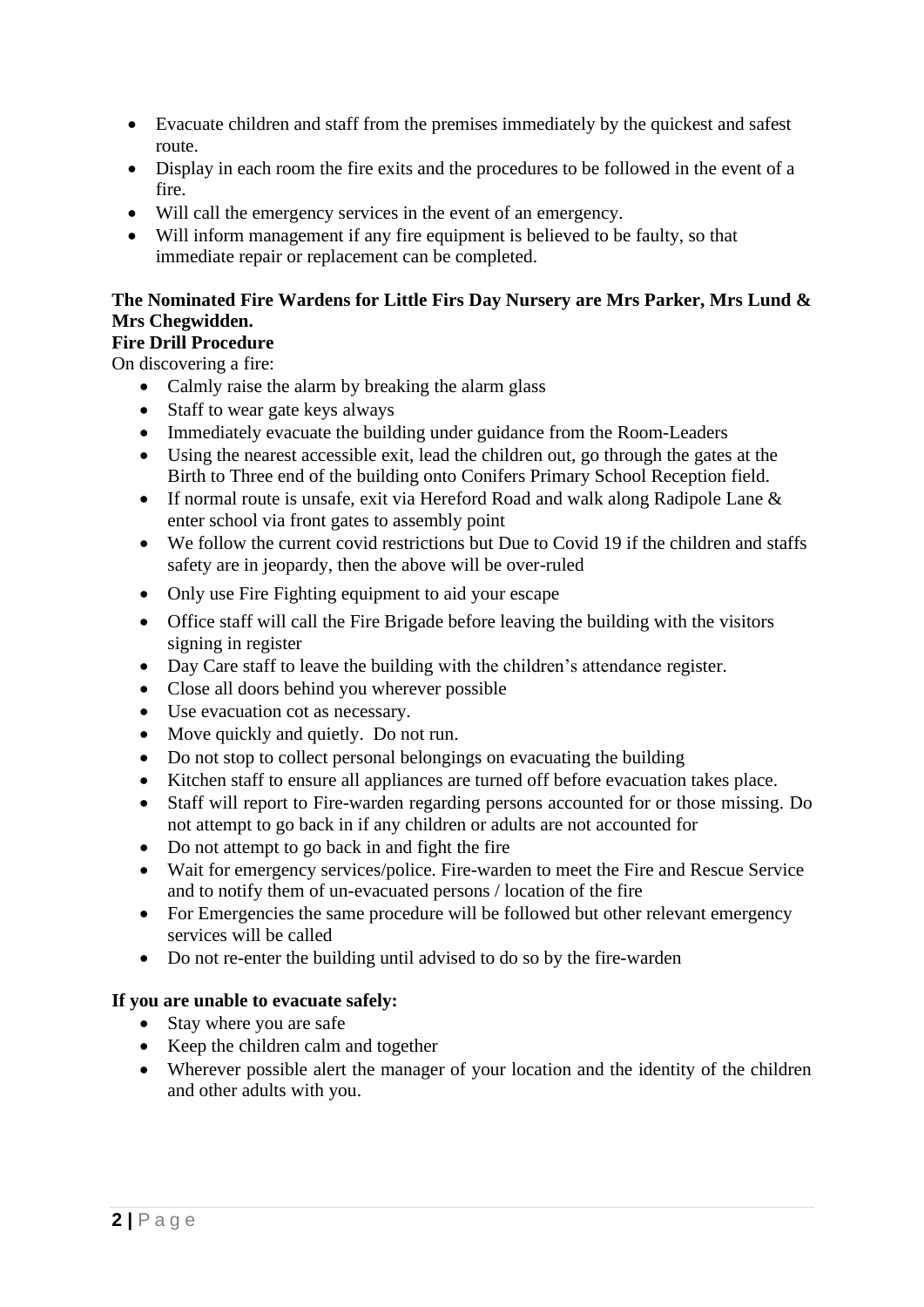- Evacuate children and staff from the premises immediately by the quickest and safest route.
- Display in each room the fire exits and the procedures to be followed in the event of a fire.
- Will call the emergency services in the event of an emergency.
- Will inform management if any fire equipment is believed to be faulty, so that immediate repair or replacement can be completed.

**The Nominated Fire Wardens for Little Firs Day Nursery are Mrs Parker, Mrs Lund & Mrs Chegwidden.**

**Fire Drill Procedure**

On discovering a fire:

- Calmly raise the alarm by breaking the alarm glass
- Staff to wear gate keys always
- Immediately evacuate the building under guidance from the Room-Leaders
- Using the nearest accessible exit, lead the children out, go through the gates at the Birth to Three end of the building onto Conifers Primary School Reception field.
- If normal route is unsafe, exit via Hereford Road and walk along Radipole Lane & enter school via front gates to assembly point
- We follow the current covid restrictions but Due to Covid 19 if the children and staffs safety are in jeopardy, then the above will be over-ruled
- Only use Fire Fighting equipment to aid your escape
- Office staff will call the Fire Brigade before leaving the building with the visitors signing in register
- Day Care staff to leave the building with the children's attendance register.
- Close all doors behind you wherever possible
- Use evacuation cot as necessary.
- Move quickly and quietly. Do not run.
- Do not stop to collect personal belongings on evacuating the building
- Kitchen staff to ensure all appliances are turned off before evacuation takes place.
- Staff will report to Fire-warden regarding persons accounted for or those missing. Do not attempt to go back in if any children or adults are not accounted for
- Do not attempt to go back in and fight the fire
- Wait for emergency services/police. Fire-warden to meet the Fire and Rescue Service and to notify them of un-evacuated persons / location of the fire
- For Emergencies the same procedure will be followed but other relevant emergency services will be called
- Do not re-enter the building until advised to do so by the fire-warden

**If you are unable to evacuate safely:**

- Stay where you are safe
- Keep the children calm and together
- Wherever possible alert the manager of your location and the identity of the children and other adults with you.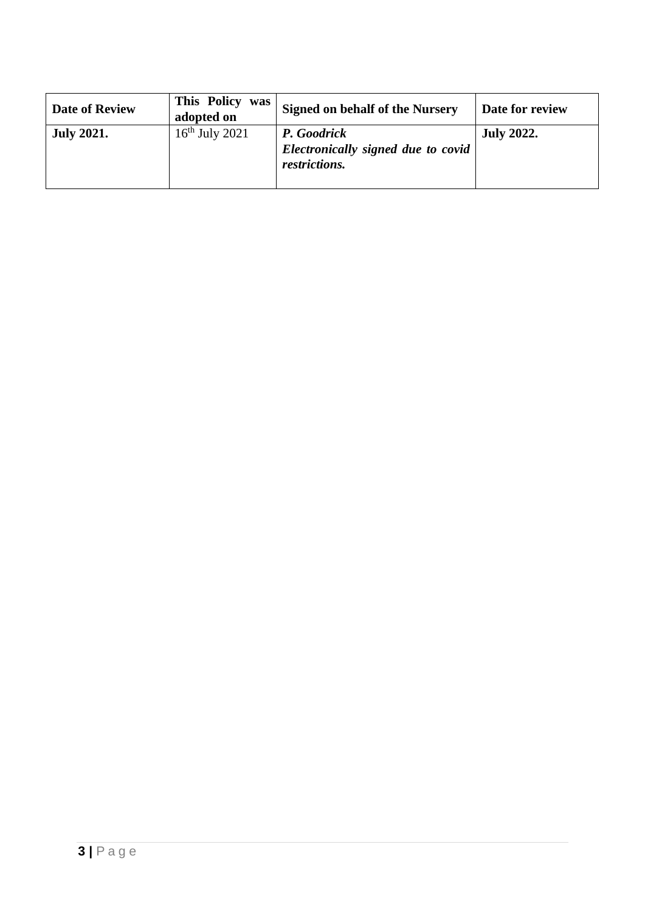| **Date of Review** | **This Policy was adopted on** | **Signed on behalf of the Nursery** | **Date for review** |
| --- | --- | --- | --- |
| **July 2021.** | 16th July 2021 | ***P. Goodrick*** ***Electronically signed due to covid restrictions.*** | **July 2022.** |